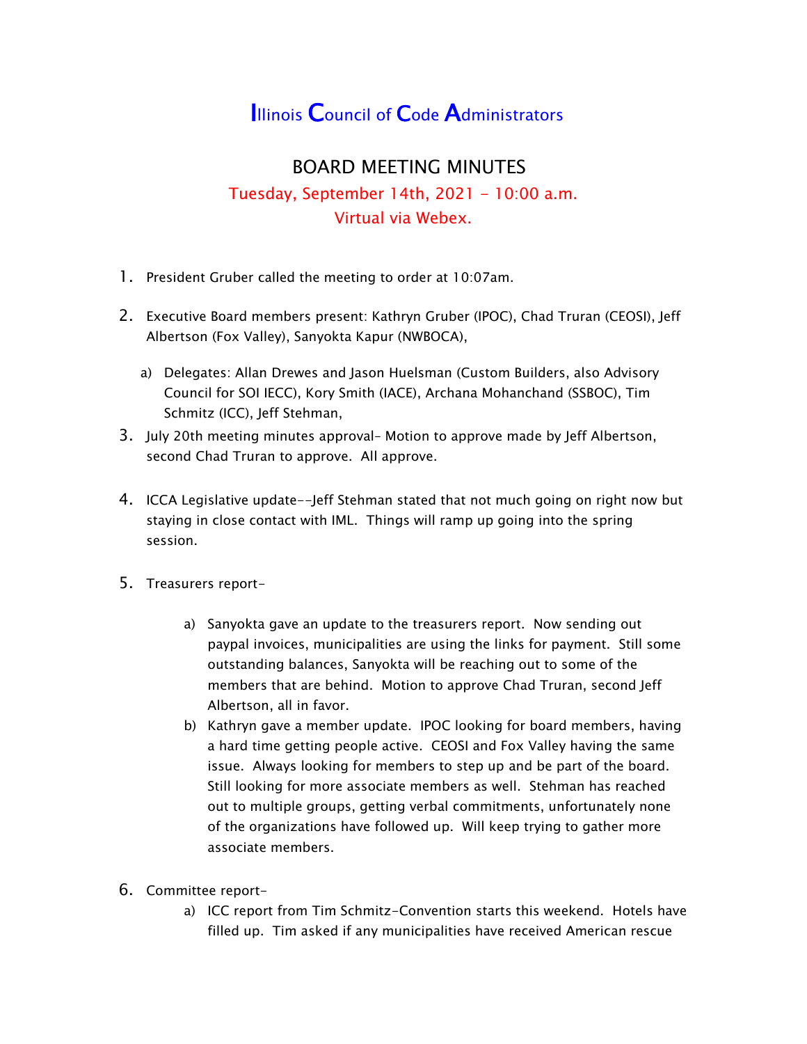# Illinois Council of Code Administrators

## BOARD MEETING MINUTES

Tuesday, September 14th, 2021 - 10:00 a.m.
Virtual via Webex.

1. President Gruber called the meeting to order at 10:07am.

2. Executive Board members present: Kathryn Gruber (IPOC), Chad Truran (CEOSI), Jeff Albertson (Fox Valley), Sanyokta Kapur (NWBOCA),

   a) Delegates: Allan Drewes and Jason Huelsman (Custom Builders, also Advisory Council for SOI IECC), Kory Smith (IACE), Archana Mohanchand (SSBOC), Tim Schmitz (ICC), Jeff Stehman,

3. July 20th meeting minutes approval- Motion to approve made by Jeff Albertson, second Chad Truran to approve. All approve.

4. ICCA Legislative update--Jeff Stehman stated that not much going on right now but staying in close contact with IML. Things will ramp up going into the spring session.

5. Treasurers report-

   a) Sanyokta gave an update to the treasurers report. Now sending out paypal invoices, municipalities are using the links for payment. Still some outstanding balances, Sanyokta will be reaching out to some of the members that are behind. Motion to approve Chad Truran, second Jeff Albertson, all in favor.

   b) Kathryn gave a member update. IPOC looking for board members, having a hard time getting people active. CEOSI and Fox Valley having the same issue. Always looking for members to step up and be part of the board. Still looking for more associate members as well. Stehman has reached out to multiple groups, getting verbal commitments, unfortunately none of the organizations have followed up. Will keep trying to gather more associate members.

6. Committee report-

   a) ICC report from Tim Schmitz-Convention starts this weekend. Hotels have filled up. Tim asked if any municipalities have received American rescue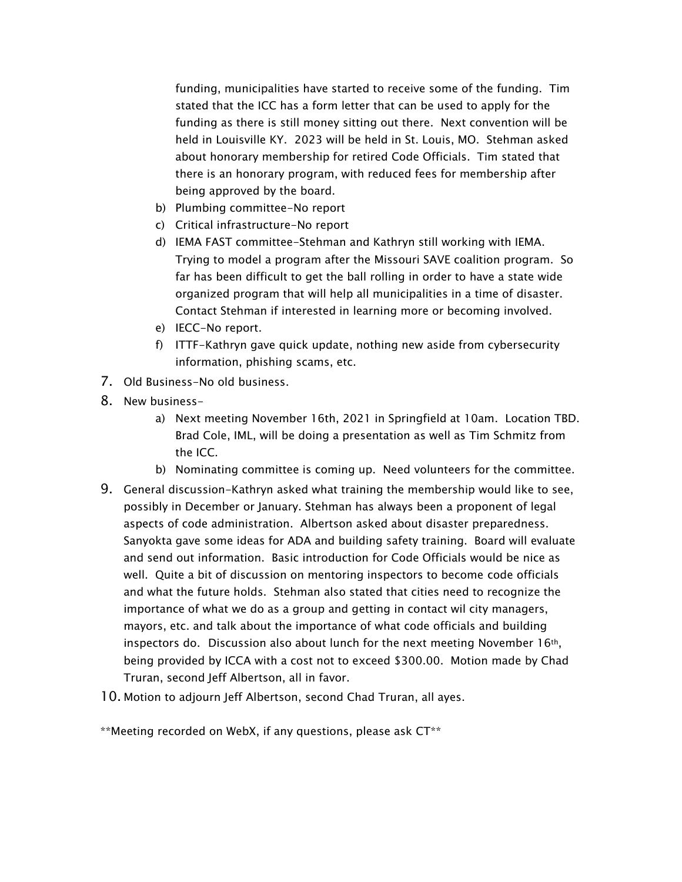funding, municipalities have started to receive some of the funding. Tim stated that the ICC has a form letter that can be used to apply for the funding as there is still money sitting out there. Next convention will be held in Louisville KY. 2023 will be held in St. Louis, MO. Stehman asked about honorary membership for retired Code Officials. Tim stated that there is an honorary program, with reduced fees for membership after being approved by the board.

   b) Plumbing committee-No report
   c) Critical infrastructure-No report
   d) IEMA FAST committee-Stehman and Kathryn still working with IEMA. Trying to model a program after the Missouri SAVE coalition program. So far has been difficult to get the ball rolling in order to have a state wide organized program that will help all municipalities in a time of disaster. Contact Stehman if interested in learning more or becoming involved.
   e) IECC-No report.
   f) ITTF-Kathryn gave quick update, nothing new aside from cybersecurity information, phishing scams, etc.

7. Old Business-No old business.
8. New business-
   a) Next meeting November 16th, 2021 in Springfield at 10am. Location TBD. Brad Cole, IML, will be doing a presentation as well as Tim Schmitz from the ICC.
   b) Nominating committee is coming up. Need volunteers for the committee.
9. General discussion-Kathryn asked what training the membership would like to see, possibly in December or January. Stehman has always been a proponent of legal aspects of code administration. Albertson asked about disaster preparedness. Sanyokta gave some ideas for ADA and building safety training. Board will evaluate and send out information. Basic introduction for Code Officials would be nice as well. Quite a bit of discussion on mentoring inspectors to become code officials and what the future holds. Stehman also stated that cities need to recognize the importance of what we do as a group and getting in contact wil city managers, mayors, etc. and talk about the importance of what code officials and building inspectors do. Discussion also about lunch for the next meeting November 16th, being provided by ICCA with a cost not to exceed $300.00. Motion made by Chad Truran, second Jeff Albertson, all in favor.
10. Motion to adjourn Jeff Albertson, second Chad Truran, all ayes.

**Meeting recorded on WebX, if any questions, please ask CT**